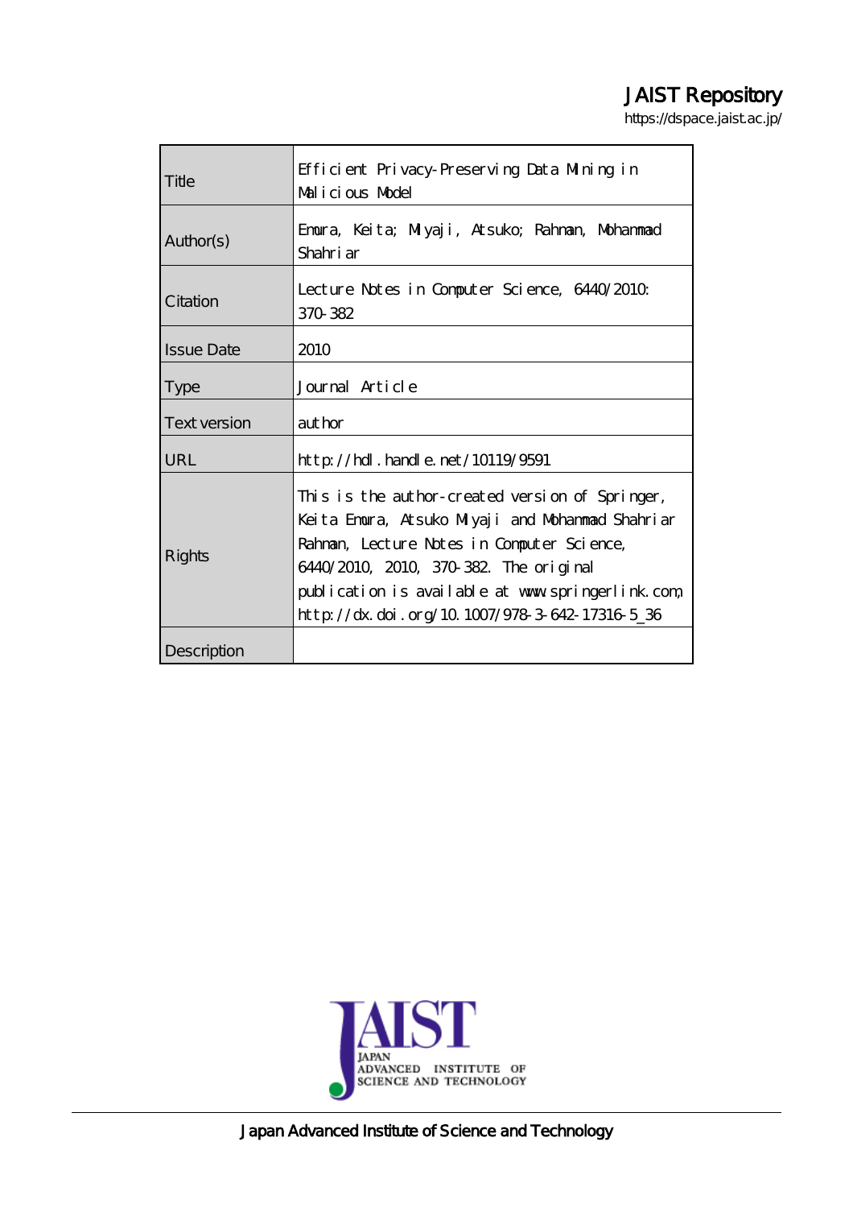JAIST Repository

https://dspace.jaist.ac.jp/

| | |
|---|---|
| Title | Efficient Privacy-Preserving Data Mining in Malicious Model |
| Author(s) | Emura, Keita; Miyaji, Atsuko; Rahman, Mohammad Shahriar |
| Citation | Lecture Notes in Computer Science, 6440/2010: 370-382 |
| Issue Date | 2010 |
| Type | Journal Article |
| Text version | author |
| URL | http://hdl.handle.net/10119/9591 |
| Rights | This is the author-created version of Springer, Keita Emura, Atsuko Miyaji and Mohammad Shahriar Rahman, Lecture Notes in Computer Science, 6440/2010, 2010, 370-382. The original publication is available at www.springerlink.com, http://dx.doi.org/10.1007/978-3-642-17316-5_36 |
| Description | |

Japan Advanced Institute of Science and Technology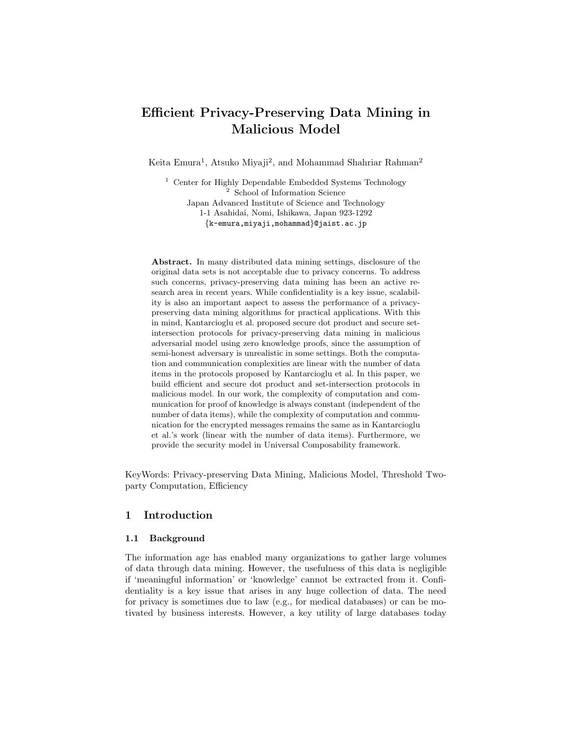# Efficient Privacy-Preserving Data Mining in Malicious Model

Keita Emura[1], Atsuko Miyaji[2], and Mohammad Shahriar Rahman[2]

[1] Center for Highly Dependable Embedded Systems Technology
[2] School of Information Science
Japan Advanced Institute of Science and Technology
1-1 Asahidai, Nomi, Ishikawa, Japan 923-1292
{k-emura,miyaji,mohammad}@jaist.ac.jp

**Abstract.** In many distributed data mining settings, disclosure of the original data sets is not acceptable due to privacy concerns. To address such concerns, privacy-preserving data mining has been an active research area in recent years. While confidentiality is a key issue, scalability is also an important aspect to assess the performance of a privacy-preserving data mining algorithms for practical applications. With this in mind, Kantarcioglu et al. proposed secure dot product and secure set-intersection protocols for privacy-preserving data mining in malicious adversarial model using zero knowledge proofs, since the assumption of semi-honest adversary is unrealistic in some settings. Both the computation and communication complexities are linear with the number of data items in the protocols proposed by Kantarcioglu et al. In this paper, we build efficient and secure dot product and set-intersection protocols in malicious model. In our work, the complexity of computation and communication for proof of knowledge is always constant (independent of the number of data items), while the complexity of computation and communication for the encrypted messages remains the same as in Kantarcioglu et al.'s work (linear with the number of data items). Furthermore, we provide the security model in Universal Composability framework.

KeyWords: Privacy-preserving Data Mining, Malicious Model, Threshold Two-party Computation, Efficiency

## 1 Introduction

### 1.1 Background

The information age has enabled many organizations to gather large volumes of data through data mining. However, the usefulness of this data is negligible if 'meaningful information' or 'knowledge' cannot be extracted from it. Confidentiality is a key issue that arises in any huge collection of data. The need for privacy is sometimes due to law (e.g., for medical databases) or can be motivated by business interests. However, a key utility of large databases today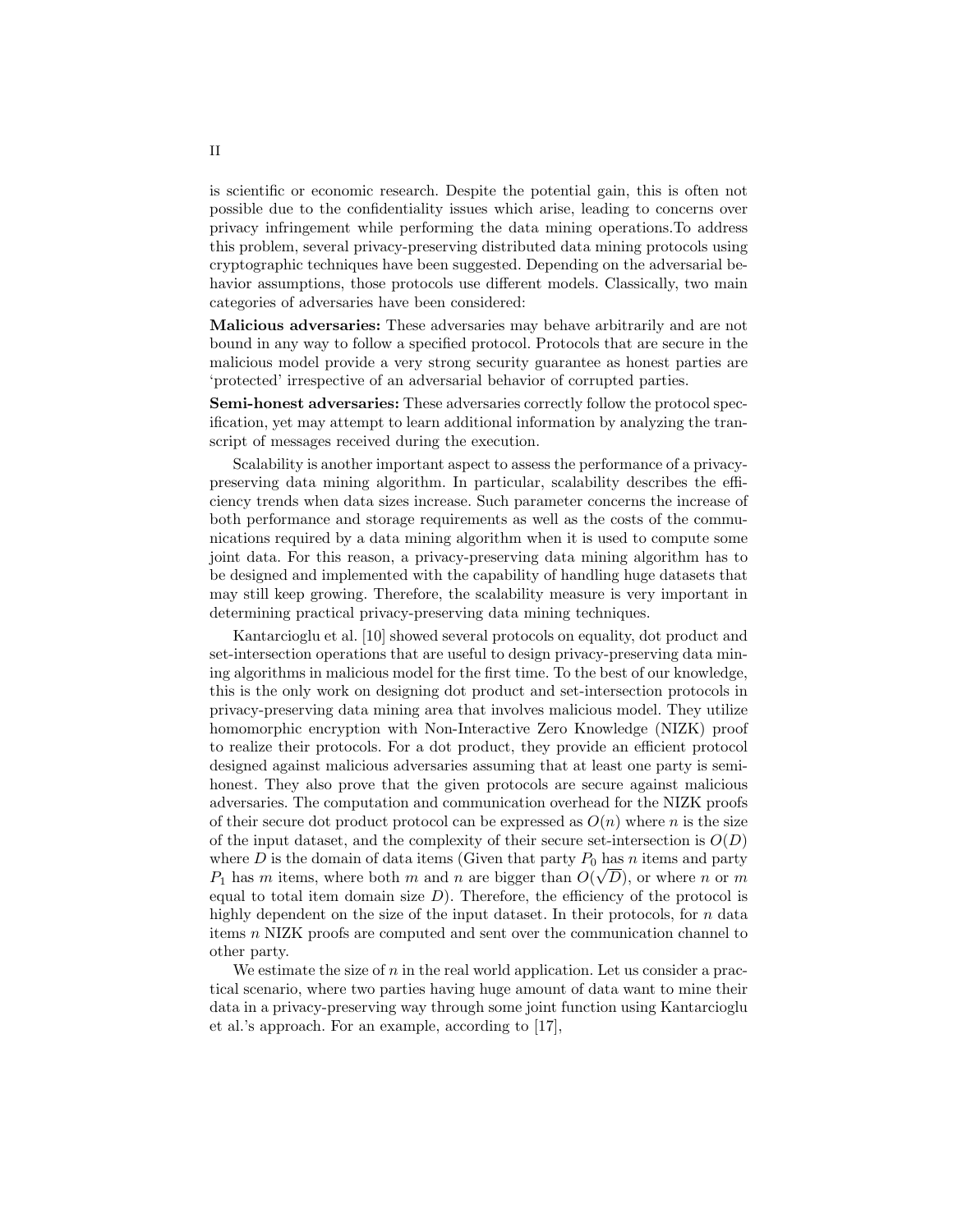is scientific or economic research. Despite the potential gain, this is often not possible due to the confidentiality issues which arise, leading to concerns over privacy infringement while performing the data mining operations.To address this problem, several privacy-preserving distributed data mining protocols using cryptographic techniques have been suggested. Depending on the adversarial behavior assumptions, those protocols use different models. Classically, two main categories of adversaries have been considered:

**Malicious adversaries:** These adversaries may behave arbitrarily and are not bound in any way to follow a specified protocol. Protocols that are secure in the malicious model provide a very strong security guarantee as honest parties are 'protected' irrespective of an adversarial behavior of corrupted parties.

**Semi-honest adversaries:** These adversaries correctly follow the protocol specification, yet may attempt to learn additional information by analyzing the transcript of messages received during the execution.

Scalability is another important aspect to assess the performance of a privacy-preserving data mining algorithm. In particular, scalability describes the efficiency trends when data sizes increase. Such parameter concerns the increase of both performance and storage requirements as well as the costs of the communications required by a data mining algorithm when it is used to compute some joint data. For this reason, a privacy-preserving data mining algorithm has to be designed and implemented with the capability of handling huge datasets that may still keep growing. Therefore, the scalability measure is very important in determining practical privacy-preserving data mining techniques.

Kantarcioglu et al. [10] showed several protocols on equality, dot product and set-intersection operations that are useful to design privacy-preserving data mining algorithms in malicious model for the first time. To the best of our knowledge, this is the only work on designing dot product and set-intersection protocols in privacy-preserving data mining area that involves malicious model. They utilize homomorphic encryption with Non-Interactive Zero Knowledge (NIZK) proof to realize their protocols. For a dot product, they provide an efficient protocol designed against malicious adversaries assuming that at least one party is semi-honest. They also prove that the given protocols are secure against malicious adversaries. The computation and communication overhead for the NIZK proofs of their secure dot product protocol can be expressed as $O(n)$ where $n$ is the size of the input dataset, and the complexity of their secure set-intersection is $O(D)$ where $D$ is the domain of data items (Given that party $P_0$ has $n$ items and party $P_1$ has $m$ items, where both $m$ and $n$ are bigger than $O(\sqrt{D})$, or where $n$ or $m$ equal to total item domain size $D$). Therefore, the efficiency of the protocol is highly dependent on the size of the input dataset. In their protocols, for $n$ data items $n$ NIZK proofs are computed and sent over the communication channel to other party.

We estimate the size of $n$ in the real world application. Let us consider a practical scenario, where two parties having huge amount of data want to mine their data in a privacy-preserving way through some joint function using Kantarcioglu et al.'s approach. For an example, according to [17],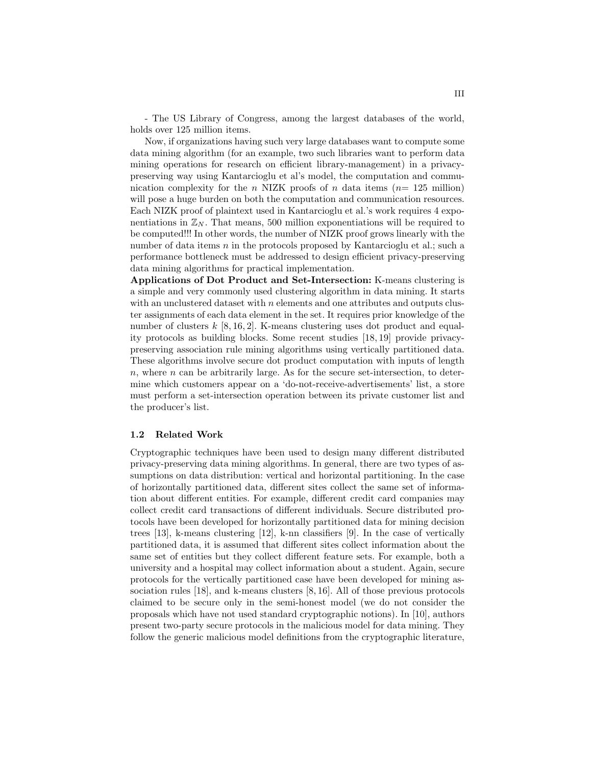- The US Library of Congress, among the largest databases of the world, holds over 125 million items.

Now, if organizations having such very large databases want to compute some data mining algorithm (for an example, two such libraries want to perform data mining operations for research on efficient library-management) in a privacy-preserving way using Kantarcioglu et al's model, the computation and communication complexity for the $n$ NIZK proofs of $n$ data items ($n$= 125 million) will pose a huge burden on both the computation and communication resources. Each NIZK proof of plaintext used in Kantarcioglu et al.'s work requires 4 exponentiations in $\mathbb{Z}_N$. That means, 500 million exponentiations will be required to be computed!!! In other words, the number of NIZK proof grows linearly with the number of data items $n$ in the protocols proposed by Kantarcioglu et al.; such a performance bottleneck must be addressed to design efficient privacy-preserving data mining algorithms for practical implementation.

**Applications of Dot Product and Set-Intersection:** K-means clustering is a simple and very commonly used clustering algorithm in data mining. It starts with an unclustered dataset with $n$ elements and one attributes and outputs cluster assignments of each data element in the set. It requires prior knowledge of the number of clusters $k$ [8, 16, 2]. K-means clustering uses dot product and equality protocols as building blocks. Some recent studies [18, 19] provide privacy-preserving association rule mining algorithms using vertically partitioned data. These algorithms involve secure dot product computation with inputs of length $n$, where $n$ can be arbitrarily large. As for the secure set-intersection, to determine which customers appear on a 'do-not-receive-advertisements' list, a store must perform a set-intersection operation between its private customer list and the producer's list.

### 1.2 Related Work

Cryptographic techniques have been used to design many different distributed privacy-preserving data mining algorithms. In general, there are two types of assumptions on data distribution: vertical and horizontal partitioning. In the case of horizontally partitioned data, different sites collect the same set of information about different entities. For example, different credit card companies may collect credit card transactions of different individuals. Secure distributed protocols have been developed for horizontally partitioned data for mining decision trees [13], k-means clustering [12], k-nn classifiers [9]. In the case of vertically partitioned data, it is assumed that different sites collect information about the same set of entities but they collect different feature sets. For example, both a university and a hospital may collect information about a student. Again, secure protocols for the vertically partitioned case have been developed for mining association rules [18], and k-means clusters [8, 16]. All of those previous protocols claimed to be secure only in the semi-honest model (we do not consider the proposals which have not used standard cryptographic notions). In [10], authors present two-party secure protocols in the malicious model for data mining. They follow the generic malicious model definitions from the cryptographic literature,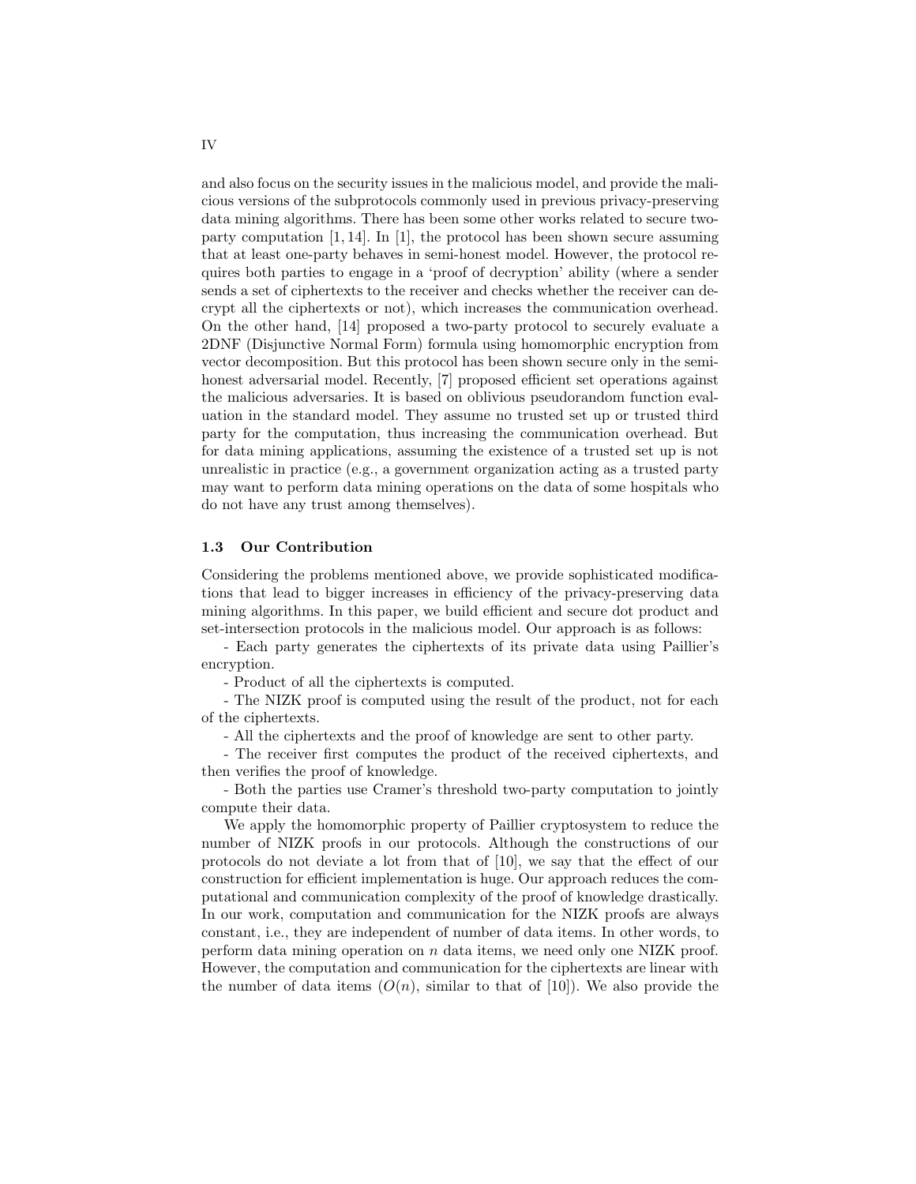and also focus on the security issues in the malicious model, and provide the malicious versions of the subprotocols commonly used in previous privacy-preserving data mining algorithms. There has been some other works related to secure two-party computation [1, 14]. In [1], the protocol has been shown secure assuming that at least one-party behaves in semi-honest model. However, the protocol requires both parties to engage in a 'proof of decryption' ability (where a sender sends a set of ciphertexts to the receiver and checks whether the receiver can decrypt all the ciphertexts or not), which increases the communication overhead. On the other hand, [14] proposed a two-party protocol to securely evaluate a 2DNF (Disjunctive Normal Form) formula using homomorphic encryption from vector decomposition. But this protocol has been shown secure only in the semi-honest adversarial model. Recently, [7] proposed efficient set operations against the malicious adversaries. It is based on oblivious pseudorandom function evaluation in the standard model. They assume no trusted set up or trusted third party for the computation, thus increasing the communication overhead. But for data mining applications, assuming the existence of a trusted set up is not unrealistic in practice (e.g., a government organization acting as a trusted party may want to perform data mining operations on the data of some hospitals who do not have any trust among themselves).

### 1.3 Our Contribution

Considering the problems mentioned above, we provide sophisticated modifications that lead to bigger increases in efficiency of the privacy-preserving data mining algorithms. In this paper, we build efficient and secure dot product and set-intersection protocols in the malicious model. Our approach is as follows:

- Each party generates the ciphertexts of its private data using Paillier's encryption.
- Product of all the ciphertexts is computed.
- The NIZK proof is computed using the result of the product, not for each of the ciphertexts.
- All the ciphertexts and the proof of knowledge are sent to other party.
- The receiver first computes the product of the received ciphertexts, and then verifies the proof of knowledge.
- Both the parties use Cramer's threshold two-party computation to jointly compute their data.

We apply the homomorphic property of Paillier cryptosystem to reduce the number of NIZK proofs in our protocols. Although the constructions of our protocols do not deviate a lot from that of [10], we say that the effect of our construction for efficient implementation is huge. Our approach reduces the computational and communication complexity of the proof of knowledge drastically. In our work, computation and communication for the NIZK proofs are always constant, i.e., they are independent of number of data items. In other words, to perform data mining operation on $n$ data items, we need only one NIZK proof. However, the computation and communication for the ciphertexts are linear with the number of data items ($O(n)$, similar to that of [10]). We also provide the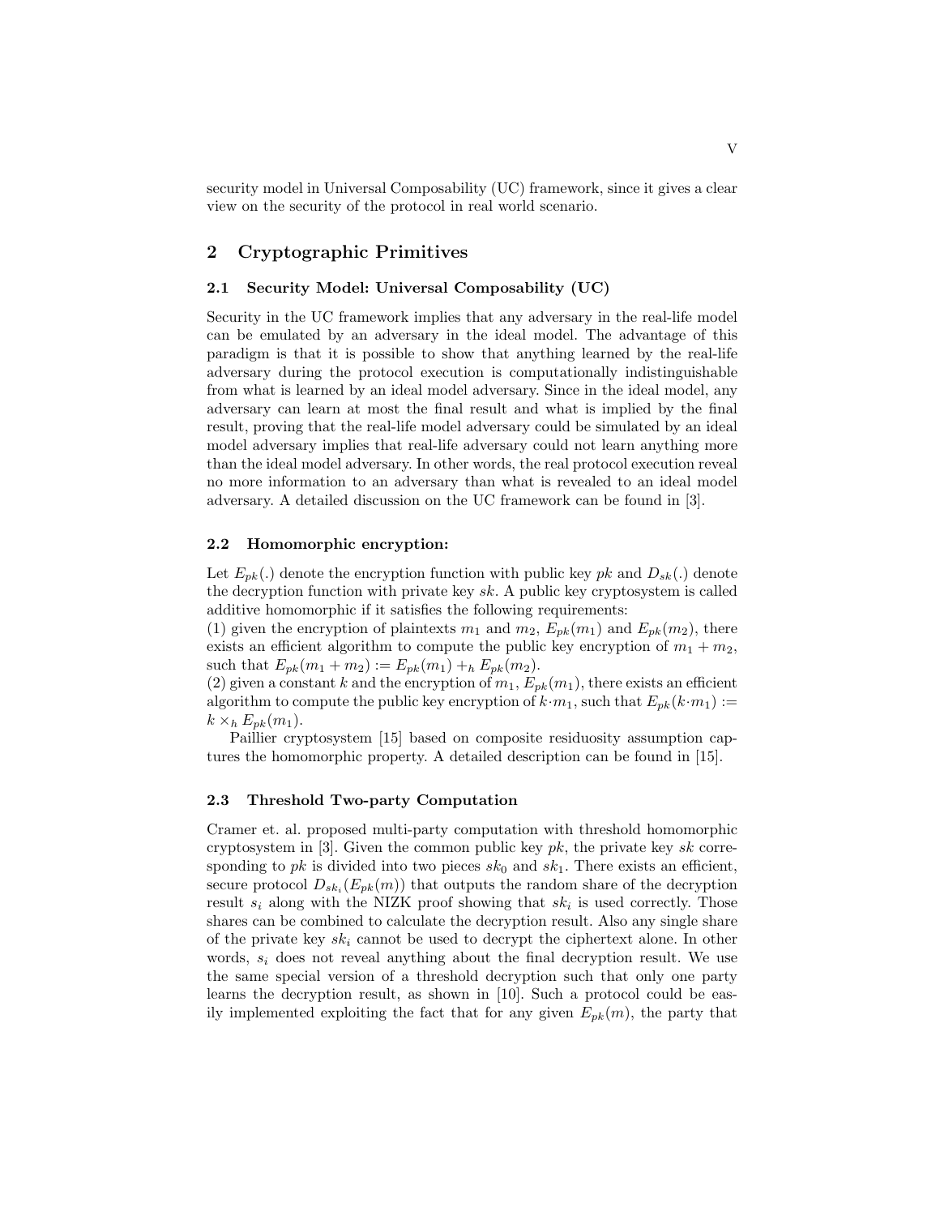security model in Universal Composability (UC) framework, since it gives a clear view on the security of the protocol in real world scenario.

## 2 Cryptographic Primitives

### 2.1 Security Model: Universal Composability (UC)

Security in the UC framework implies that any adversary in the real-life model can be emulated by an adversary in the ideal model. The advantage of this paradigm is that it is possible to show that anything learned by the real-life adversary during the protocol execution is computationally indistinguishable from what is learned by an ideal model adversary. Since in the ideal model, any adversary can learn at most the final result and what is implied by the final result, proving that the real-life model adversary could be simulated by an ideal model adversary implies that real-life adversary could not learn anything more than the ideal model adversary. In other words, the real protocol execution reveal no more information to an adversary than what is revealed to an ideal model adversary. A detailed discussion on the UC framework can be found in [3].

### 2.2 Homomorphic encryption:

Let $E_{pk}(.)$ denote the encryption function with public key $pk$ and $D_{sk}(.)$ denote the decryption function with private key $sk$. A public key cryptosystem is called additive homomorphic if it satisfies the following requirements:
(1) given the encryption of plaintexts $m_1$ and $m_2$, $E_{pk}(m_1)$ and $E_{pk}(m_2)$, there exists an efficient algorithm to compute the public key encryption of $m_1 + m_2$, such that $E_{pk}(m_1 + m_2) := E_{pk}(m_1) +_h E_{pk}(m_2)$.
(2) given a constant $k$ and the encryption of $m_1$, $E_{pk}(m_1)$, there exists an efficient algorithm to compute the public key encryption of $k \cdot m_1$, such that $E_{pk}(k \cdot m_1) := k \times_h E_{pk}(m_1)$.

Paillier cryptosystem [15] based on composite residuosity assumption captures the homomorphic property. A detailed description can be found in [15].

### 2.3 Threshold Two-party Computation

Cramer et. al. proposed multi-party computation with threshold homomorphic cryptosystem in [3]. Given the common public key $pk$, the private key $sk$ corresponding to $pk$ is divided into two pieces $sk_0$ and $sk_1$. There exists an efficient, secure protocol $D_{sk_i}(E_{pk}(m))$ that outputs the random share of the decryption result $s_i$ along with the NIZK proof showing that $sk_i$ is used correctly. Those shares can be combined to calculate the decryption result. Also any single share of the private key $sk_i$ cannot be used to decrypt the ciphertext alone. In other words, $s_i$ does not reveal anything about the final decryption result. We use the same special version of a threshold decryption such that only one party learns the decryption result, as shown in [10]. Such a protocol could be easily implemented exploiting the fact that for any given $E_{pk}(m)$, the party that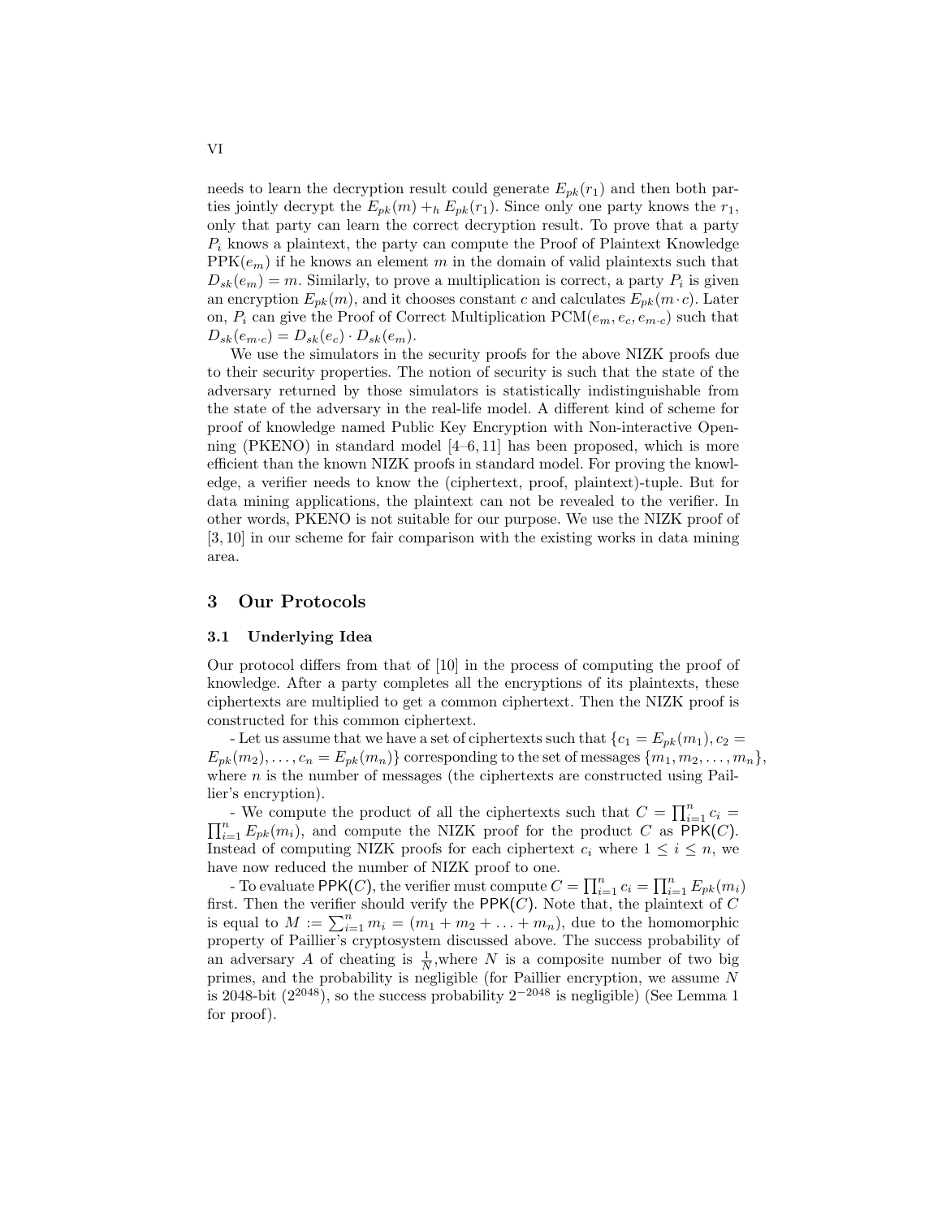needs to learn the decryption result could generate $E_{pk}(r_1)$ and then both parties jointly decrypt the $E_{pk}(m) +_h E_{pk}(r_1)$. Since only one party knows the $r_1$, only that party can learn the correct decryption result. To prove that a party $P_i$ knows a plaintext, the party can compute the Proof of Plaintext Knowledge $\text{PPK}(e_m)$ if he knows an element $m$ in the domain of valid plaintexts such that $D_{sk}(e_m) = m$. Similarly, to prove a multiplication is correct, a party $P_i$ is given an encryption $E_{pk}(m)$, and it chooses constant $c$ and calculates $E_{pk}(m \cdot c)$. Later on, $P_i$ can give the Proof of Correct Multiplication $\text{PCM}(e_m, e_c, e_{m \cdot c})$ such that $D_{sk}(e_{m \cdot c}) = D_{sk}(e_c) \cdot D_{sk}(e_m)$.

We use the simulators in the security proofs for the above NIZK proofs due to their security properties. The notion of security is such that the state of the adversary returned by those simulators is statistically indistinguishable from the state of the adversary in the real-life model. A different kind of scheme for proof of knowledge named Public Key Encryption with Non-interactive Openning (PKENO) in standard model [4–6, 11] has been proposed, which is more efficient than the known NIZK proofs in standard model. For proving the knowledge, a verifier needs to know the (ciphertext, proof, plaintext)-tuple. But for data mining applications, the plaintext can not be revealed to the verifier. In other words, PKENO is not suitable for our purpose. We use the NIZK proof of [3, 10] in our scheme for fair comparison with the existing works in data mining area.

## 3 Our Protocols

### 3.1 Underlying Idea

Our protocol differs from that of [10] in the process of computing the proof of knowledge. After a party completes all the encryptions of its plaintexts, these ciphertexts are multiplied to get a common ciphertext. Then the NIZK proof is constructed for this common ciphertext.

- Let us assume that we have a set of ciphertexts such that $\{c_1 = E_{pk}(m_1), c_2 = E_{pk}(m_2), \ldots, c_n = E_{pk}(m_n)\}$ corresponding to the set of messages $\{m_1, m_2, \ldots, m_n\}$, where $n$ is the number of messages (the ciphertexts are constructed using Paillier's encryption).

- We compute the product of all the ciphertexts such that $C = \prod_{i=1}^{n} c_i = \prod_{i=1}^{n} E_{pk}(m_i)$, and compute the NIZK proof for the product $C$ as $\mathsf{PPK}(C)$. Instead of computing NIZK proofs for each ciphertext $c_i$ where $1 \leq i \leq n$, we have now reduced the number of NIZK proof to one.

- To evaluate $\mathsf{PPK}(C)$, the verifier must compute $C = \prod_{i=1}^{n} c_i = \prod_{i=1}^{n} E_{pk}(m_i)$ first. Then the verifier should verify the $\mathsf{PPK}(C)$. Note that, the plaintext of $C$ is equal to $M := \sum_{i=1}^{n} m_i = (m_1 + m_2 + \ldots + m_n)$, due to the homomorphic property of Paillier's cryptosystem discussed above. The success probability of an adversary $A$ of cheating is $\frac{1}{N}$,where $N$ is a composite number of two big primes, and the probability is negligible (for Paillier encryption, we assume $N$ is 2048-bit ($2^{2048}$), so the success probability $2^{-2048}$ is negligible) (See Lemma 1 for proof).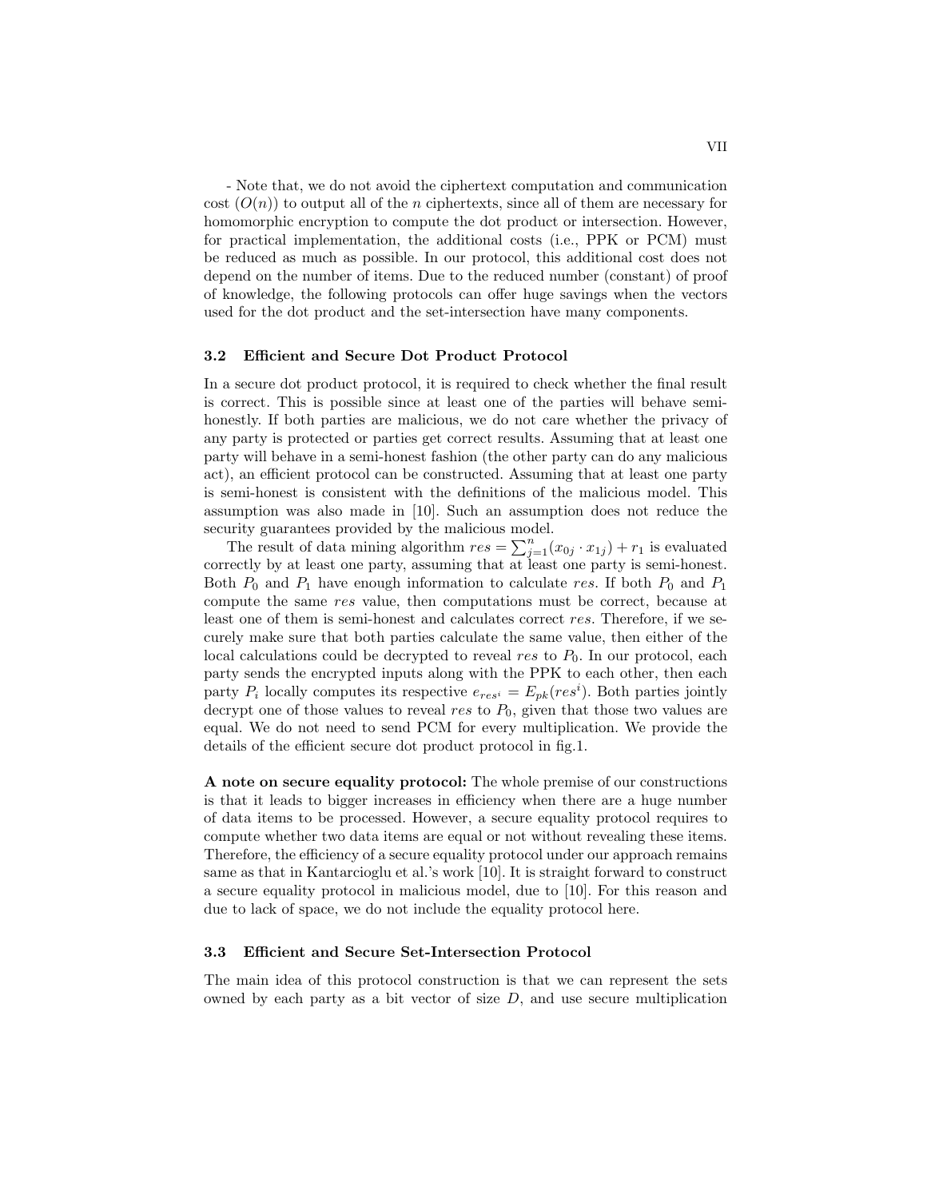- Note that, we do not avoid the ciphertext computation and communication cost ($O(n)$) to output all of the $n$ ciphertexts, since all of them are necessary for homomorphic encryption to compute the dot product or intersection. However, for practical implementation, the additional costs (i.e., PPK or PCM) must be reduced as much as possible. In our protocol, this additional cost does not depend on the number of items. Due to the reduced number (constant) of proof of knowledge, the following protocols can offer huge savings when the vectors used for the dot product and the set-intersection have many components.

### 3.2 Efficient and Secure Dot Product Protocol

In a secure dot product protocol, it is required to check whether the final result is correct. This is possible since at least one of the parties will behave semi-honestly. If both parties are malicious, we do not care whether the privacy of any party is protected or parties get correct results. Assuming that at least one party will behave in a semi-honest fashion (the other party can do any malicious act), an efficient protocol can be constructed. Assuming that at least one party is semi-honest is consistent with the definitions of the malicious model. This assumption was also made in [10]. Such an assumption does not reduce the security guarantees provided by the malicious model.

The result of data mining algorithm $res = \sum_{j=1}^{n}(x_{0j} \cdot x_{1j}) + r_1$ is evaluated correctly by at least one party, assuming that at least one party is semi-honest. Both $P_0$ and $P_1$ have enough information to calculate $res$. If both $P_0$ and $P_1$ compute the same $res$ value, then computations must be correct, because at least one of them is semi-honest and calculates correct $res$. Therefore, if we securely make sure that both parties calculate the same value, then either of the local calculations could be decrypted to reveal $res$ to $P_0$. In our protocol, each party sends the encrypted inputs along with the PPK to each other, then each party $P_i$ locally computes its respective $e_{res^i} = E_{pk}(res^i)$. Both parties jointly decrypt one of those values to reveal $res$ to $P_0$, given that those two values are equal. We do not need to send PCM for every multiplication. We provide the details of the efficient secure dot product protocol in fig.1.

**A note on secure equality protocol:** The whole premise of our constructions is that it leads to bigger increases in efficiency when there are a huge number of data items to be processed. However, a secure equality protocol requires to compute whether two data items are equal or not without revealing these items. Therefore, the efficiency of a secure equality protocol under our approach remains same as that in Kantarcioglu et al.'s work [10]. It is straight forward to construct a secure equality protocol in malicious model, due to [10]. For this reason and due to lack of space, we do not include the equality protocol here.

### 3.3 Efficient and Secure Set-Intersection Protocol

The main idea of this protocol construction is that we can represent the sets owned by each party as a bit vector of size $D$, and use secure multiplication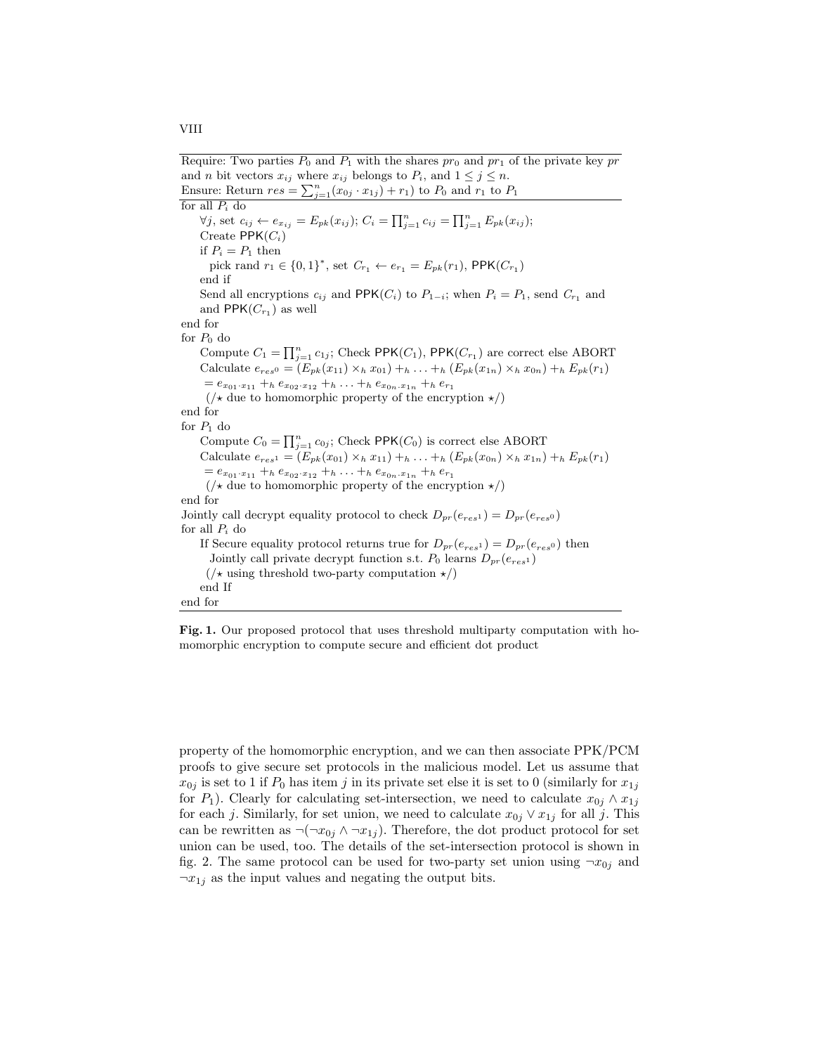Require: Two parties $P_0$ and $P_1$ with the shares $pr_0$ and $pr_1$ of the private key $pr$ and $n$ bit vectors $x_{ij}$ where $x_{ij}$ belongs to $P_i$, and $1 \leq j \leq n$.
Ensure: Return $res = \sum_{j=1}^{n}(x_{0j} \cdot x_{1j}) + r_1)$ to $P_0$ and $r_1$ to $P_1$

```
for all P_i do
    ∀j, set c_ij ← e_{x_ij} = E_pk(x_ij); C_i = ∏_{j=1}^n c_ij = ∏_{j=1}^n E_pk(x_ij);
    Create PPK(C_i)
    if P_i = P_1 then
        pick rand r_1 ∈ {0,1}*, set C_{r_1} ← e_{r_1} = E_pk(r_1), PPK(C_{r_1})
    end if
    Send all encryptions c_ij and PPK(C_i) to P_{1-i}; when P_i = P_1, send C_{r_1} and
    and PPK(C_{r_1}) as well
end for
for P_0 do
    Compute C_1 = ∏_{j=1}^n c_1j; Check PPK(C_1), PPK(C_{r_1}) are correct else ABORT
    Calculate e_{res^0} = (E_pk(x_11) ×_h x_01) +_h ... +_h (E_pk(x_1n) ×_h x_0n) +_h E_pk(r_1)
      = e_{x_01·x_11} +_h e_{x_02·x_12} +_h ... +_h e_{x_0n·x_1n} +_h e_{r_1}
      (/* due to homomorphic property of the encryption */)
end for
for P_1 do
    Compute C_0 = ∏_{j=1}^n c_0j; Check PPK(C_0) is correct else ABORT
    Calculate e_{res^1} = (E_pk(x_01) ×_h x_11) +_h ... +_h (E_pk(x_0n) ×_h x_1n) +_h E_pk(r_1)
      = e_{x_01·x_11} +_h e_{x_02·x_12} +_h ... +_h e_{x_0n·x_1n} +_h e_{r_1}
      (/* due to homomorphic property of the encryption */)
end for
Jointly call decrypt equality protocol to check D_pr(e_{res^1}) = D_pr(e_{res^0})
for all P_i do
    If Secure equality protocol returns true for D_pr(e_{res^1}) = D_pr(e_{res^0}) then
        Jointly call private decrypt function s.t. P_0 learns D_pr(e_{res^1})
        (/* using threshold two-party computation */)
    end If
end for
```

**Fig. 1.** Our proposed protocol that uses threshold multiparty computation with homomorphic encryption to compute secure and efficient dot product

property of the homomorphic encryption, and we can then associate PPK/PCM proofs to give secure set protocols in the malicious model. Let us assume that $x_{0j}$ is set to 1 if $P_0$ has item $j$ in its private set else it is set to 0 (similarly for $x_{1j}$ for $P_1$). Clearly for calculating set-intersection, we need to calculate $x_{0j} \wedge x_{1j}$ for each $j$. Similarly, for set union, we need to calculate $x_{0j} \vee x_{1j}$ for all $j$. This can be rewritten as $\neg(\neg x_{0j} \wedge \neg x_{1j})$. Therefore, the dot product protocol for set union can be used, too. The details of the set-intersection protocol is shown in fig. 2. The same protocol can be used for two-party set union using $\neg x_{0j}$ and $\neg x_{1j}$ as the input values and negating the output bits.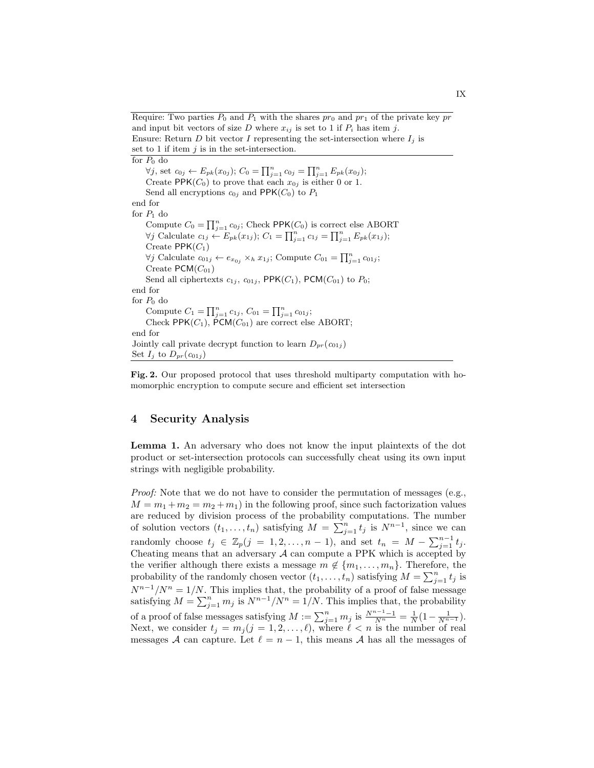Require: Two parties $P_0$ and $P_1$ with the shares $pr_0$ and $pr_1$ of the private key $pr$ and input bit vectors of size $D$ where $x_{ij}$ is set to 1 if $P_i$ has item $j$.
Ensure: Return $D$ bit vector $I$ representing the set-intersection where $I_j$ is set to 1 if item $j$ is in the set-intersection.

```
for P_0 do
    ∀j, set c_0j ← E_pk(x_0j); C_0 = ∏_{j=1}^n c_0j = ∏_{j=1}^n E_pk(x_0j);
    Create PPK(C_0) to prove that each x_0j is either 0 or 1.
    Send all encryptions c_0j and PPK(C_0) to P_1
end for
for P_1 do
    Compute C_0 = ∏_{j=1}^n c_0j; Check PPK(C_0) is correct else ABORT
    ∀j Calculate c_1j ← E_pk(x_1j); C_1 = ∏_{j=1}^n c_1j = ∏_{j=1}^n E_pk(x_1j);
    Create PPK(C_1)
    ∀j Calculate c_01j ← e_{x_0j} ×_h x_1j; Compute C_01 = ∏_{j=1}^n c_01j;
    Create PCM(C_01)
    Send all ciphertexts c_1j, c_01j, PPK(C_1), PCM(C_01) to P_0;
end for
for P_0 do
    Compute C_1 = ∏_{j=1}^n c_1j, C_01 = ∏_{j=1}^n c_01j;
    Check PPK(C_1), PCM(C_01) are correct else ABORT;
end for
Jointly call private decrypt function to learn D_pr(c_01j)
Set I_j to D_pr(c_01j)
```

**Fig. 2.** Our proposed protocol that uses threshold multiparty computation with homomorphic encryption to compute secure and efficient set intersection

## 4 Security Analysis

**Lemma 1.** An adversary who does not know the input plaintexts of the dot product or set-intersection protocols can successfully cheat using its own input strings with negligible probability.

*Proof:* Note that we do not have to consider the permutation of messages (e.g., $M = m_1 + m_2 = m_2 + m_1$) in the following proof, since such factorization values are reduced by division process of the probability computations. The number of solution vectors $(t_1, \ldots, t_n)$ satisfying $M = \sum_{j=1}^{n} t_j$ is $N^{n-1}$, since we can randomly choose $t_j \in \mathbb{Z}_p (j = 1, 2, \ldots, n-1)$, and set $t_n = M - \sum_{j=1}^{n-1} t_j$. Cheating means that an adversary $\mathcal{A}$ can compute a PPK which is accepted by the verifier although there exists a message $m \notin \{m_1, \ldots, m_n\}$. Therefore, the probability of the randomly chosen vector $(t_1, \ldots, t_n)$ satisfying $M = \sum_{j=1}^{n} t_j$ is $N^{n-1}/N^n = 1/N$. This implies that, the probability of a proof of false message satisfying $M = \sum_{j=1}^{n} m_j$ is $N^{n-1}/N^n = 1/N$. This implies that, the probability of a proof of false messages satisfying $M := \sum_{j=1}^{n} m_j$ is $\frac{N^{n-1}-1}{N^n} = \frac{1}{N}(1 - \frac{1}{N^{n-1}})$. Next, we consider $t_j = m_j (j = 1, 2, \ldots, \ell)$, where $\ell < n$ is the number of real messages $\mathcal{A}$ can capture. Let $\ell = n - 1$, this means $\mathcal{A}$ has all the messages of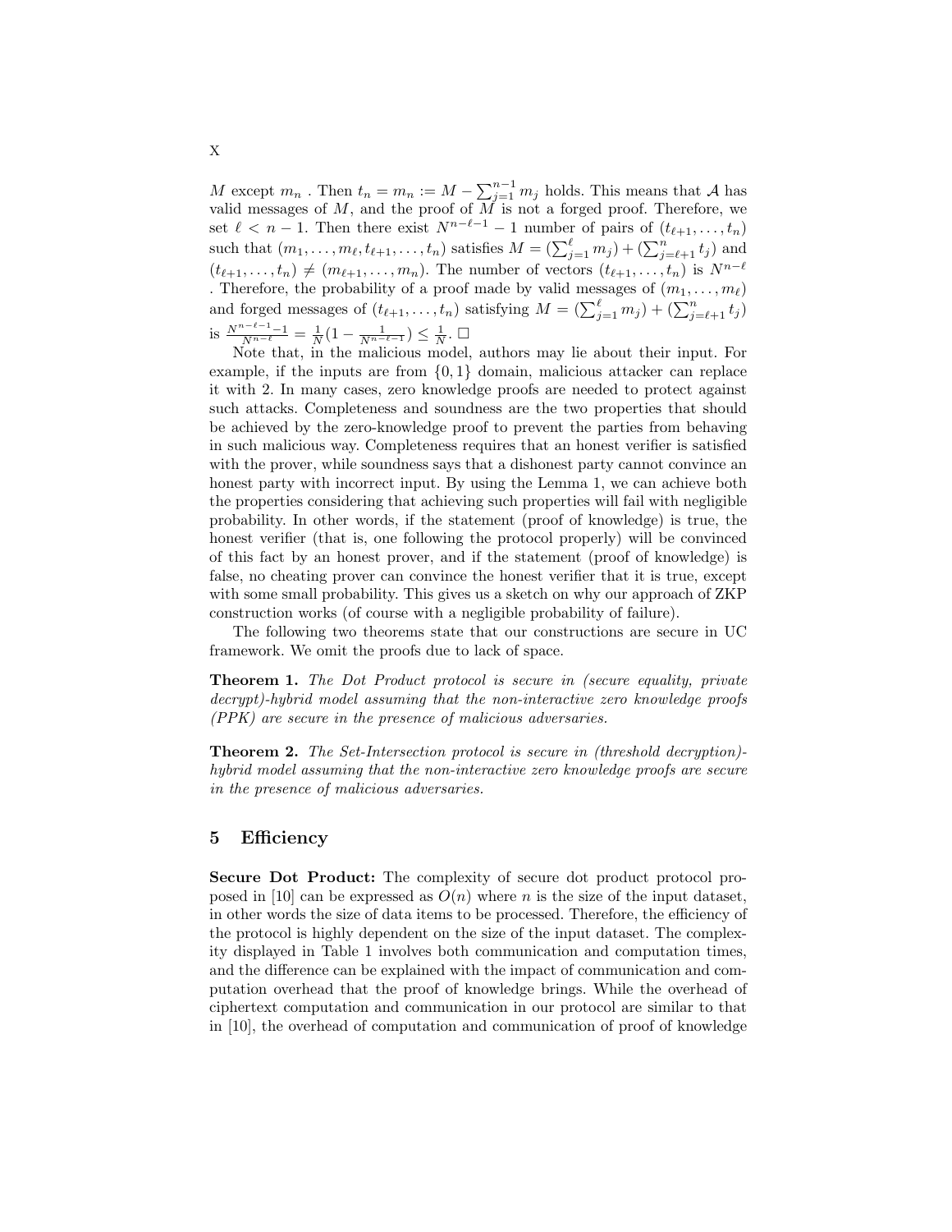$M$ except $m_n$ . Then $t_n = m_n := M - \sum_{j=1}^{n-1} m_j$ holds. This means that $\mathcal{A}$ has valid messages of $M$, and the proof of $M$ is not a forged proof. Therefore, we set $\ell < n-1$. Then there exist $N^{n-\ell-1} - 1$ number of pairs of $(t_{\ell+1}, \dots, t_n)$ such that $(m_1, \dots, m_\ell, t_{\ell+1}, \dots, t_n)$ satisfies $M = (\sum_{j=1}^{\ell} m_j) + (\sum_{j=\ell+1}^{n} t_j)$ and $(t_{\ell+1}, \dots, t_n) \neq (m_{\ell+1}, \dots, m_n)$. The number of vectors $(t_{\ell+1}, \dots, t_n)$ is $N^{n-\ell}$ . Therefore, the probability of a proof made by valid messages of $(m_1, \dots, m_\ell)$ and forged messages of $(t_{\ell+1}, \dots, t_n)$ satisfying $M = (\sum_{j=1}^{\ell} m_j) + (\sum_{j=\ell+1}^{n} t_j)$ is $\frac{N^{n-\ell-1}-1}{N^{n-\ell}} = \frac{1}{N}(1 - \frac{1}{N^{n-\ell-1}}) \leq \frac{1}{N}$. □

Note that, in the malicious model, authors may lie about their input. For example, if the inputs are from $\{0, 1\}$ domain, malicious attacker can replace it with 2. In many cases, zero knowledge proofs are needed to protect against such attacks. Completeness and soundness are the two properties that should be achieved by the zero-knowledge proof to prevent the parties from behaving in such malicious way. Completeness requires that an honest verifier is satisfied with the prover, while soundness says that a dishonest party cannot convince an honest party with incorrect input. By using the Lemma 1, we can achieve both the properties considering that achieving such properties will fail with negligible probability. In other words, if the statement (proof of knowledge) is true, the honest verifier (that is, one following the protocol properly) will be convinced of this fact by an honest prover, and if the statement (proof of knowledge) is false, no cheating prover can convince the honest verifier that it is true, except with some small probability. This gives us a sketch on why our approach of ZKP construction works (of course with a negligible probability of failure).

The following two theorems state that our constructions are secure in UC framework. We omit the proofs due to lack of space.

**Theorem 1.** *The Dot Product protocol is secure in (secure equality, private decrypt)-hybrid model assuming that the non-interactive zero knowledge proofs (PPK) are secure in the presence of malicious adversaries.*

**Theorem 2.** *The Set-Intersection protocol is secure in (threshold decryption)-hybrid model assuming that the non-interactive zero knowledge proofs are secure in the presence of malicious adversaries.*

## 5 Efficiency

**Secure Dot Product:** The complexity of secure dot product protocol proposed in [10] can be expressed as $O(n)$ where $n$ is the size of the input dataset, in other words the size of data items to be processed. Therefore, the efficiency of the protocol is highly dependent on the size of the input dataset. The complexity displayed in Table 1 involves both communication and computation times, and the difference can be explained with the impact of communication and computation overhead that the proof of knowledge brings. While the overhead of ciphertext computation and communication in our protocol are similar to that in [10], the overhead of computation and communication of proof of knowledge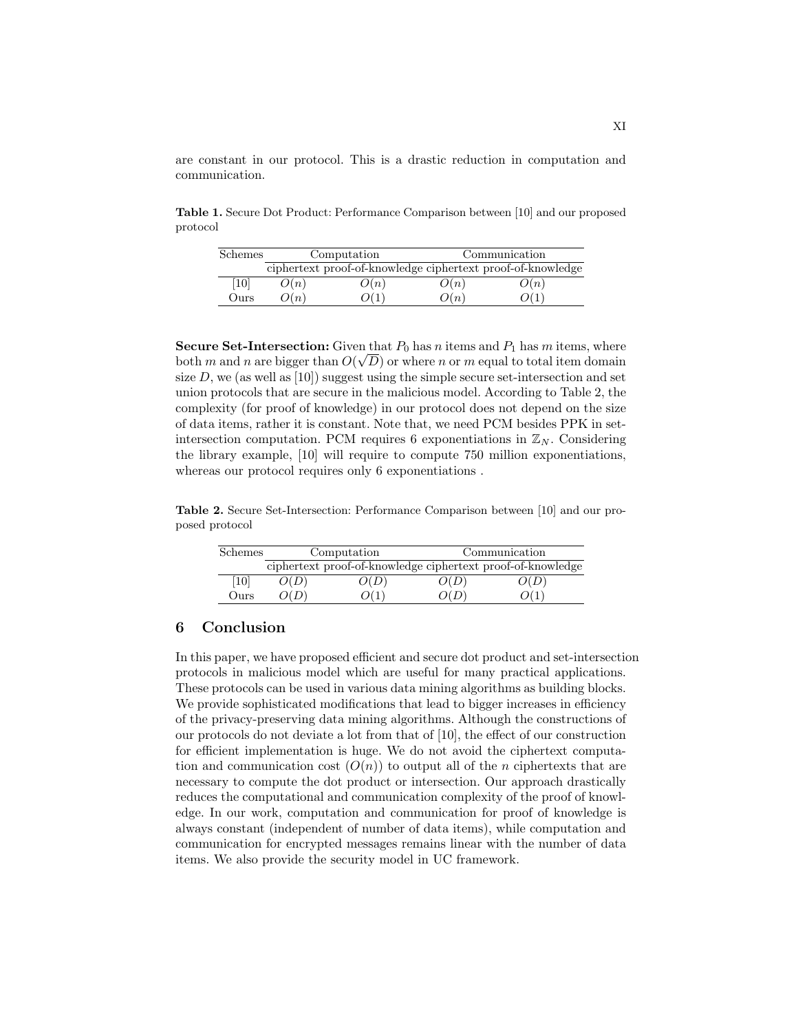are constant in our protocol. This is a drastic reduction in computation and communication.

**Table 1.** Secure Dot Product: Performance Comparison between [10] and our proposed protocol

| Schemes | Computation | | Communication | |
|---|---|---|---|---|
| | ciphertext | proof-of-knowledge | ciphertext | proof-of-knowledge |
| [10] | $O(n)$ | $O(n)$ | $O(n)$ | $O(n)$ |
| Ours | $O(n)$ | $O(1)$ | $O(n)$ | $O(1)$ |

**Secure Set-Intersection:** Given that $P_0$ has $n$ items and $P_1$ has $m$ items, where both $m$ and $n$ are bigger than $O(\sqrt{D})$ or where $n$ or $m$ equal to total item domain size $D$, we (as well as [10]) suggest using the simple secure set-intersection and set union protocols that are secure in the malicious model. According to Table 2, the complexity (for proof of knowledge) in our protocol does not depend on the size of data items, rather it is constant. Note that, we need PCM besides PPK in set-intersection computation. PCM requires 6 exponentiations in $\mathbb{Z}_N$. Considering the library example, [10] will require to compute 750 million exponentiations, whereas our protocol requires only 6 exponentiations .

**Table 2.** Secure Set-Intersection: Performance Comparison between [10] and our proposed protocol

| Schemes | Computation | | Communication | |
|---|---|---|---|---|
| | ciphertext | proof-of-knowledge | ciphertext | proof-of-knowledge |
| [10] | $O(D)$ | $O(D)$ | $O(D)$ | $O(D)$ |
| Ours | $O(D)$ | $O(1)$ | $O(D)$ | $O(1)$ |

## 6 Conclusion

In this paper, we have proposed efficient and secure dot product and set-intersection protocols in malicious model which are useful for many practical applications. These protocols can be used in various data mining algorithms as building blocks. We provide sophisticated modifications that lead to bigger increases in efficiency of the privacy-preserving data mining algorithms. Although the constructions of our protocols do not deviate a lot from that of [10], the effect of our construction for efficient implementation is huge. We do not avoid the ciphertext computation and communication cost ($O(n)$) to output all of the $n$ ciphertexts that are necessary to compute the dot product or intersection. Our approach drastically reduces the computational and communication complexity of the proof of knowledge. In our work, computation and communication for proof of knowledge is always constant (independent of number of data items), while computation and communication for encrypted messages remains linear with the number of data items. We also provide the security model in UC framework.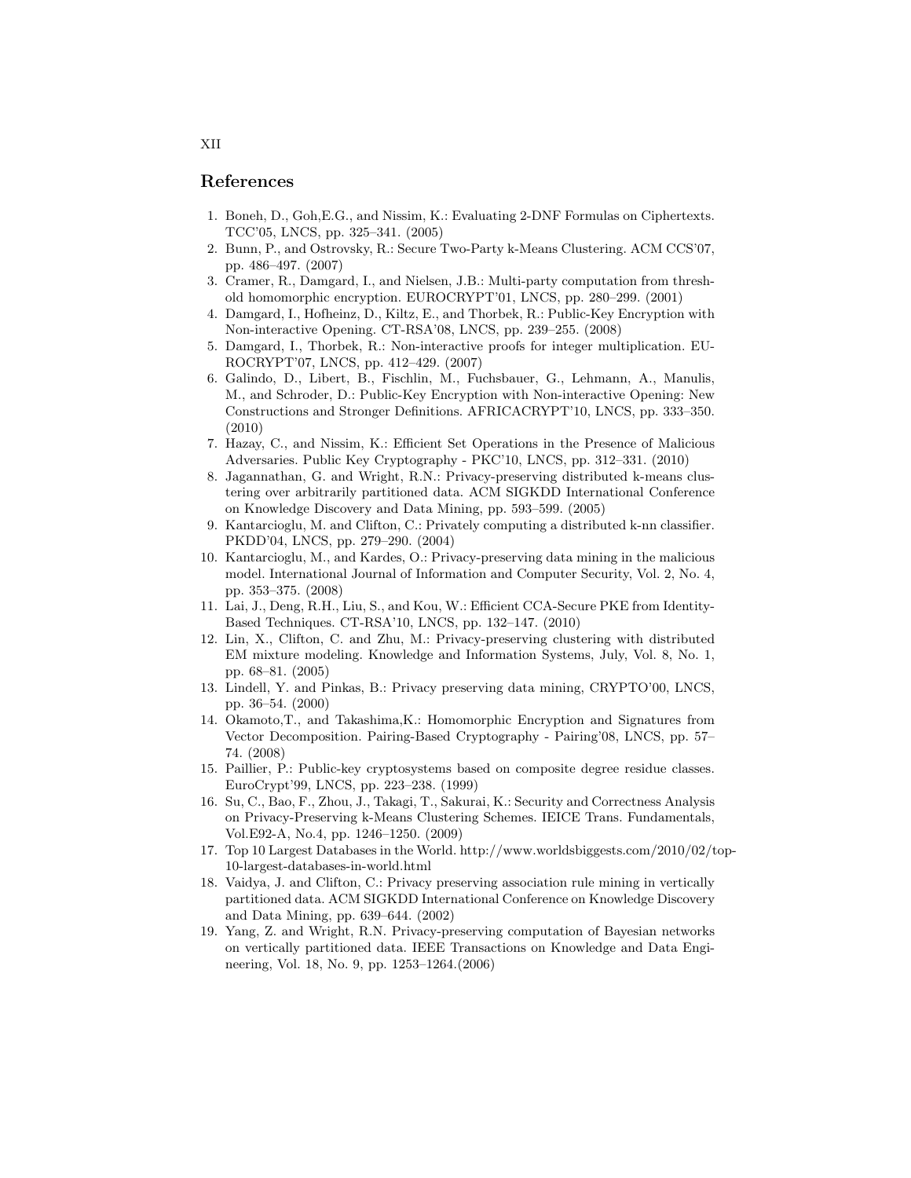## References

1. Boneh, D., Goh,E.G., and Nissim, K.: Evaluating 2-DNF Formulas on Ciphertexts. TCC'05, LNCS, pp. 325–341. (2005)
2. Bunn, P., and Ostrovsky, R.: Secure Two-Party k-Means Clustering. ACM CCS'07, pp. 486–497. (2007)
3. Cramer, R., Damgard, I., and Nielsen, J.B.: Multi-party computation from threshold homomorphic encryption. EUROCRYPT'01, LNCS, pp. 280–299. (2001)
4. Damgard, I., Hofheinz, D., Kiltz, E., and Thorbek, R.: Public-Key Encryption with Non-interactive Opening. CT-RSA'08, LNCS, pp. 239–255. (2008)
5. Damgard, I., Thorbek, R.: Non-interactive proofs for integer multiplication. EUROCRYPT'07, LNCS, pp. 412–429. (2007)
6. Galindo, D., Libert, B., Fischlin, M., Fuchsbauer, G., Lehmann, A., Manulis, M., and Schroder, D.: Public-Key Encryption with Non-interactive Opening: New Constructions and Stronger Definitions. AFRICACRYPT'10, LNCS, pp. 333–350. (2010)
7. Hazay, C., and Nissim, K.: Efficient Set Operations in the Presence of Malicious Adversaries. Public Key Cryptography - PKC'10, LNCS, pp. 312–331. (2010)
8. Jagannathan, G. and Wright, R.N.: Privacy-preserving distributed k-means clustering over arbitrarily partitioned data. ACM SIGKDD International Conference on Knowledge Discovery and Data Mining, pp. 593–599. (2005)
9. Kantarcioglu, M. and Clifton, C.: Privately computing a distributed k-nn classifier. PKDD'04, LNCS, pp. 279–290. (2004)
10. Kantarcioglu, M., and Kardes, O.: Privacy-preserving data mining in the malicious model. International Journal of Information and Computer Security, Vol. 2, No. 4, pp. 353–375. (2008)
11. Lai, J., Deng, R.H., Liu, S., and Kou, W.: Efficient CCA-Secure PKE from Identity-Based Techniques. CT-RSA'10, LNCS, pp. 132–147. (2010)
12. Lin, X., Clifton, C. and Zhu, M.: Privacy-preserving clustering with distributed EM mixture modeling. Knowledge and Information Systems, July, Vol. 8, No. 1, pp. 68–81. (2005)
13. Lindell, Y. and Pinkas, B.: Privacy preserving data mining, CRYPTO'00, LNCS, pp. 36–54. (2000)
14. Okamoto,T., and Takashima,K.: Homomorphic Encryption and Signatures from Vector Decomposition. Pairing-Based Cryptography - Pairing'08, LNCS, pp. 57–74. (2008)
15. Paillier, P.: Public-key cryptosystems based on composite degree residue classes. EuroCrypt'99, LNCS, pp. 223–238. (1999)
16. Su, C., Bao, F., Zhou, J., Takagi, T., Sakurai, K.: Security and Correctness Analysis on Privacy-Preserving k-Means Clustering Schemes. IEICE Trans. Fundamentals, Vol.E92-A, No.4, pp. 1246–1250. (2009)
17. Top 10 Largest Databases in the World. http://www.worldsbiggests.com/2010/02/top-10-largest-databases-in-world.html
18. Vaidya, J. and Clifton, C.: Privacy preserving association rule mining in vertically partitioned data. ACM SIGKDD International Conference on Knowledge Discovery and Data Mining, pp. 639–644. (2002)
19. Yang, Z. and Wright, R.N. Privacy-preserving computation of Bayesian networks on vertically partitioned data. IEEE Transactions on Knowledge and Data Engineering, Vol. 18, No. 9, pp. 1253–1264.(2006)